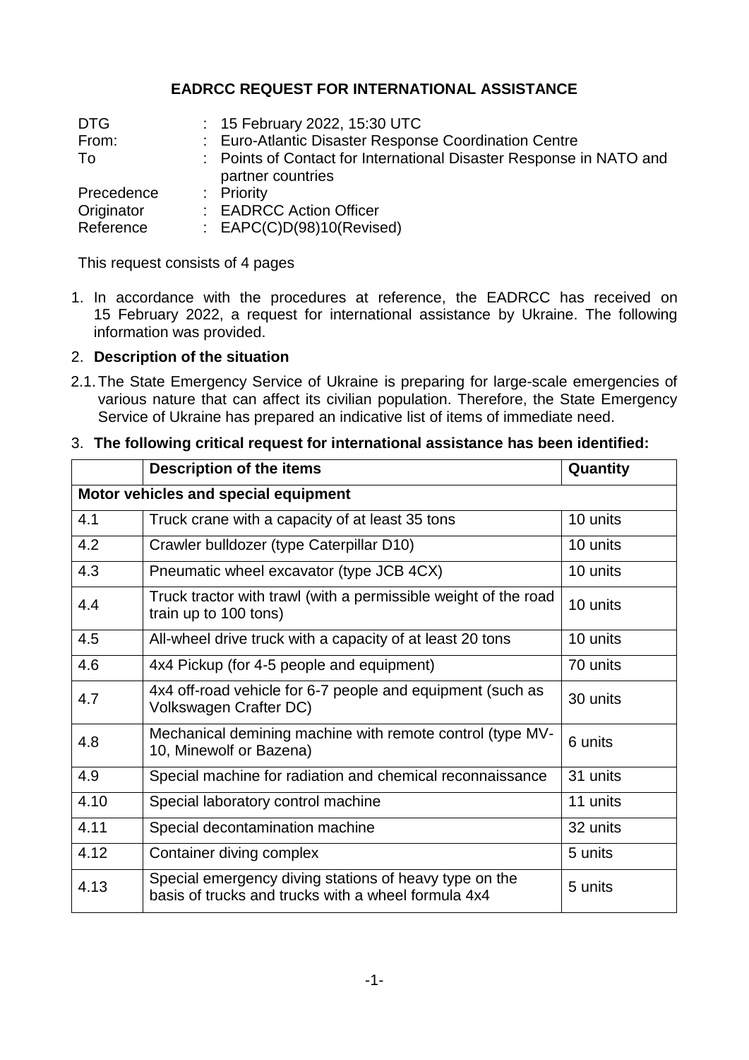# EADRCC REQUEST FOR INTERNATIONAL ASSISTANCE

| | |
|---|---|
| DTG | : 15 February 2022, 15:30 UTC |
| From: | : Euro-Atlantic Disaster Response Coordination Centre |
| To | : Points of Contact for International Disaster Response in NATO and partner countries |
| Precedence | : Priority |
| Originator | : EADRCC Action Officer |
| Reference | : EAPC(C)D(98)10(Revised) |

This request consists of 4 pages

1. In accordance with the procedures at reference, the EADRCC has received on 15 February 2022, a request for international assistance by Ukraine. The following information was provided.

2. **Description of the situation**

2.1. The State Emergency Service of Ukraine is preparing for large-scale emergencies of various nature that can affect its civilian population. Therefore, the State Emergency Service of Ukraine has prepared an indicative list of items of immediate need.

3. **The following critical request for international assistance has been identified:**

| | Description of the items | Quantity |
|---|---|---|
| **Motor vehicles and special equipment** | | |
| 4.1 | Truck crane with a capacity of at least 35 tons | 10 units |
| 4.2 | Crawler bulldozer (type Caterpillar D10) | 10 units |
| 4.3 | Pneumatic wheel excavator (type JCB 4CX) | 10 units |
| 4.4 | Truck tractor with trawl (with a permissible weight of the road train up to 100 tons) | 10 units |
| 4.5 | All-wheel drive truck with a capacity of at least 20 tons | 10 units |
| 4.6 | 4x4 Pickup (for 4-5 people and equipment) | 70 units |
| 4.7 | 4x4 off-road vehicle for 6-7 people and equipment (such as Volkswagen Crafter DC) | 30 units |
| 4.8 | Mechanical demining machine with remote control (type MV-10, Minewolf or Bazena) | 6 units |
| 4.9 | Special machine for radiation and chemical reconnaissance | 31 units |
| 4.10 | Special laboratory control machine | 11 units |
| 4.11 | Special decontamination machine | 32 units |
| 4.12 | Container diving complex | 5 units |
| 4.13 | Special emergency diving stations of heavy type on the basis of trucks and trucks with a wheel formula 4x4 | 5 units |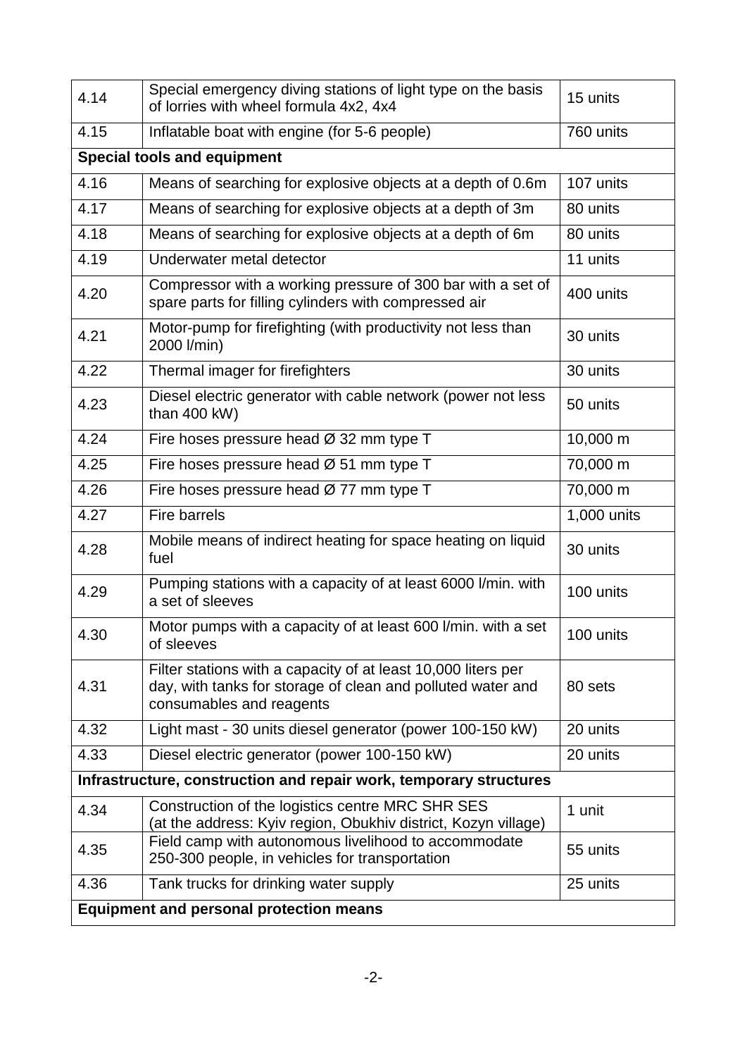| | | |
|---|---|---|
| 4.14 | Special emergency diving stations of light type on the basis of lorries with wheel formula 4x2, 4x4 | 15 units |
| 4.15 | Inflatable boat with engine (for 5-6 people) | 760 units |
| **Special tools and equipment** | | |
| 4.16 | Means of searching for explosive objects at a depth of 0.6m | 107 units |
| 4.17 | Means of searching for explosive objects at a depth of 3m | 80 units |
| 4.18 | Means of searching for explosive objects at a depth of 6m | 80 units |
| 4.19 | Underwater metal detector | 11 units |
| 4.20 | Compressor with a working pressure of 300 bar with a set of spare parts for filling cylinders with compressed air | 400 units |
| 4.21 | Motor-pump for firefighting (with productivity not less than 2000 l/min) | 30 units |
| 4.22 | Thermal imager for firefighters | 30 units |
| 4.23 | Diesel electric generator with cable network (power not less than 400 kW) | 50 units |
| 4.24 | Fire hoses pressure head Ø 32 mm type T | 10,000 m |
| 4.25 | Fire hoses pressure head Ø 51 mm type T | 70,000 m |
| 4.26 | Fire hoses pressure head Ø 77 mm type T | 70,000 m |
| 4.27 | Fire barrels | 1,000 units |
| 4.28 | Mobile means of indirect heating for space heating on liquid fuel | 30 units |
| 4.29 | Pumping stations with a capacity of at least 6000 l/min. with a set of sleeves | 100 units |
| 4.30 | Motor pumps with a capacity of at least 600 l/min. with a set of sleeves | 100 units |
| 4.31 | Filter stations with a capacity of at least 10,000 liters per day, with tanks for storage of clean and polluted water and consumables and reagents | 80 sets |
| 4.32 | Light mast - 30 units diesel generator (power 100-150 kW) | 20 units |
| 4.33 | Diesel electric generator (power 100-150 kW) | 20 units |
| **Infrastructure, construction and repair work, temporary structures** | | |
| 4.34 | Construction of the logistics centre MRC SHR SES (at the address: Kyiv region, Obukhiv district, Kozyn village) | 1 unit |
| 4.35 | Field camp with autonomous livelihood to accommodate 250-300 people, in vehicles for transportation | 55 units |
| 4.36 | Tank trucks for drinking water supply | 25 units |
| **Equipment and personal protection means** | | |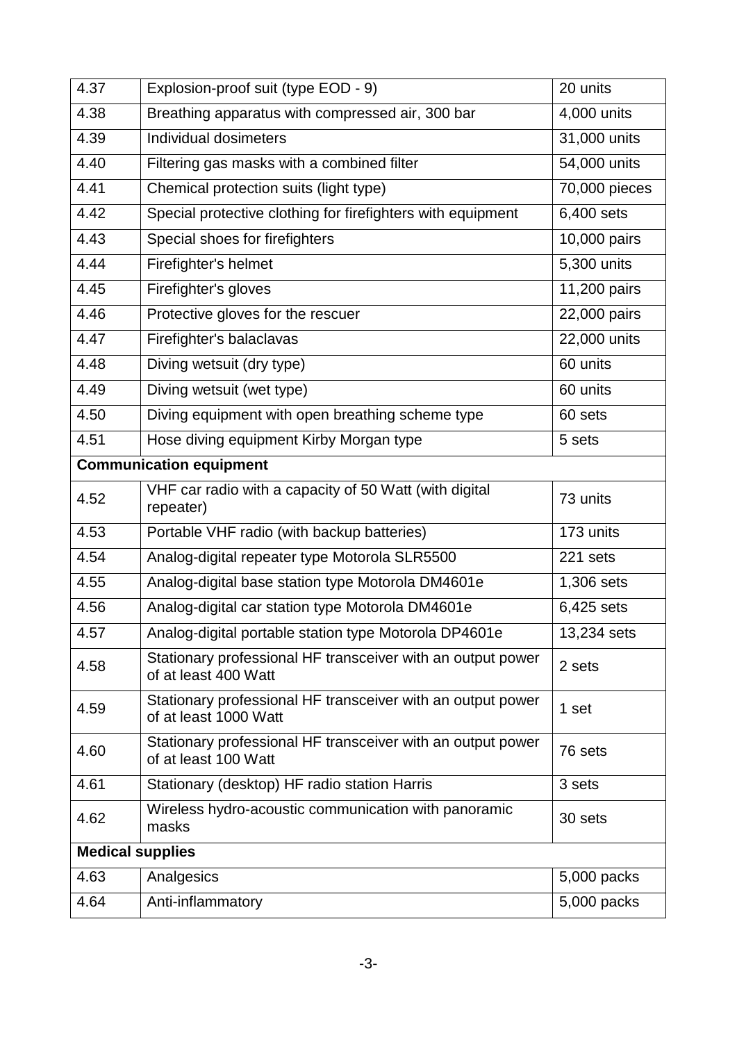| 4.37 | Explosion-proof suit (type EOD - 9) | 20 units |
|---|---|---|
| 4.38 | Breathing apparatus with compressed air, 300 bar | 4,000 units |
| 4.39 | Individual dosimeters | 31,000 units |
| 4.40 | Filtering gas masks with a combined filter | 54,000 units |
| 4.41 | Chemical protection suits (light type) | 70,000 pieces |
| 4.42 | Special protective clothing for firefighters with equipment | 6,400 sets |
| 4.43 | Special shoes for firefighters | 10,000 pairs |
| 4.44 | Firefighter's helmet | 5,300 units |
| 4.45 | Firefighter's gloves | 11,200 pairs |
| 4.46 | Protective gloves for the rescuer | 22,000 pairs |
| 4.47 | Firefighter's balaclavas | 22,000 units |
| 4.48 | Diving wetsuit (dry type) | 60 units |
| 4.49 | Diving wetsuit (wet type) | 60 units |
| 4.50 | Diving equipment with open breathing scheme type | 60 sets |
| 4.51 | Hose diving equipment Kirby Morgan type | 5 sets |
| **Communication equipment** | | |
| 4.52 | VHF car radio with a capacity of 50 Watt (with digital repeater) | 73 units |
| 4.53 | Portable VHF radio (with backup batteries) | 173 units |
| 4.54 | Analog-digital repeater type Motorola SLR5500 | 221 sets |
| 4.55 | Analog-digital base station type Motorola DM4601e | 1,306 sets |
| 4.56 | Analog-digital car station type Motorola DM4601e | 6,425 sets |
| 4.57 | Analog-digital portable station type Motorola DP4601e | 13,234 sets |
| 4.58 | Stationary professional HF transceiver with an output power of at least 400 Watt | 2 sets |
| 4.59 | Stationary professional HF transceiver with an output power of at least 1000 Watt | 1 set |
| 4.60 | Stationary professional HF transceiver with an output power of at least 100 Watt | 76 sets |
| 4.61 | Stationary (desktop) HF radio station Harris | 3 sets |
| 4.62 | Wireless hydro-acoustic communication with panoramic masks | 30 sets |
| **Medical supplies** | | |
| 4.63 | Analgesics | 5,000 packs |
| 4.64 | Anti-inflammatory | 5,000 packs |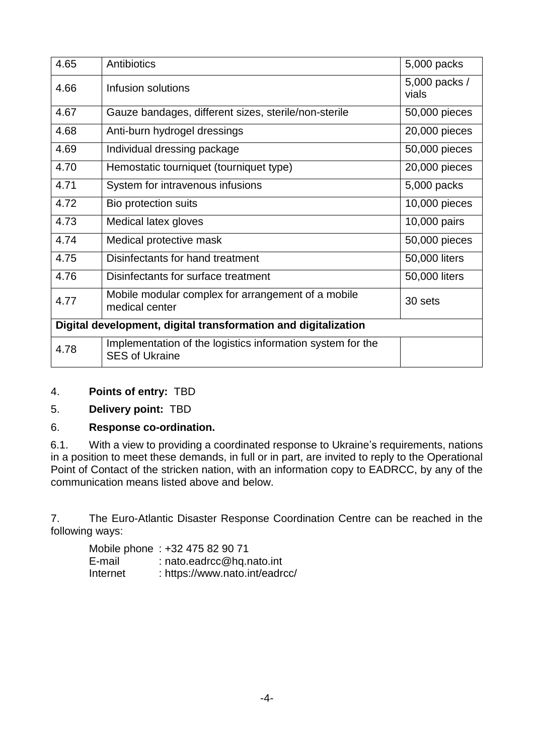| | | |
|---|---|---|
| 4.65 | Antibiotics | 5,000 packs |
| 4.66 | Infusion solutions | 5,000 packs / vials |
| 4.67 | Gauze bandages, different sizes, sterile/non-sterile | 50,000 pieces |
| 4.68 | Anti-burn hydrogel dressings | 20,000 pieces |
| 4.69 | Individual dressing package | 50,000 pieces |
| 4.70 | Hemostatic tourniquet (tourniquet type) | 20,000 pieces |
| 4.71 | System for intravenous infusions | 5,000 packs |
| 4.72 | Bio protection suits | 10,000 pieces |
| 4.73 | Medical latex gloves | 10,000 pairs |
| 4.74 | Medical protective mask | 50,000 pieces |
| 4.75 | Disinfectants for hand treatment | 50,000 liters |
| 4.76 | Disinfectants for surface treatment | 50,000 liters |
| 4.77 | Mobile modular complex for arrangement of a mobile medical center | 30 sets |
| **Digital development, digital transformation and digitalization** | | |
| 4.78 | Implementation of the logistics information system for the SES of Ukraine | |

4. **Points of entry:** TBD

5. **Delivery point:** TBD

6. **Response co-ordination.**

6.1. With a view to providing a coordinated response to Ukraine's requirements, nations in a position to meet these demands, in full or in part, are invited to reply to the Operational Point of Contact of the stricken nation, with an information copy to EADRCC, by any of the communication means listed above and below.

7. The Euro-Atlantic Disaster Response Coordination Centre can be reached in the following ways:

Mobile phone : +32 475 82 90 71
E-mail : nato.eadrcc@hq.nato.int
Internet : https://www.nato.int/eadrcc/